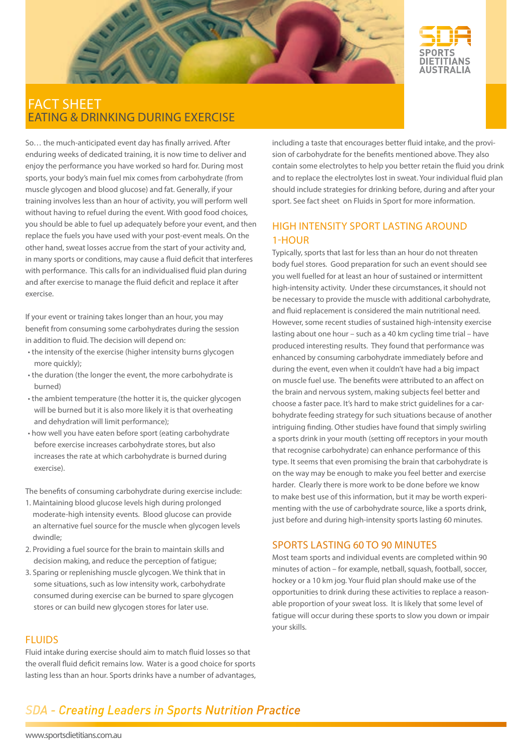# FACT SHEET
## EATING & DRINKING DURING EXERCISE

So… the much-anticipated event day has finally arrived. After enduring weeks of dedicated training, it is now time to deliver and enjoy the performance you have worked so hard for. During most sports, your body's main fuel mix comes from carbohydrate (from muscle glycogen and blood glucose) and fat. Generally, if your training involves less than an hour of activity, you will perform well without having to refuel during the event. With good food choices, you should be able to fuel up adequately before your event, and then replace the fuels you have used with your post-event meals. On the other hand, sweat losses accrue from the start of your activity and, in many sports or conditions, may cause a fluid deficit that interferes with performance. This calls for an individualised fluid plan during and after exercise to manage the fluid deficit and replace it after exercise.

If your event or training takes longer than an hour, you may benefit from consuming some carbohydrates during the session in addition to fluid. The decision will depend on:

- the intensity of the exercise (higher intensity burns glycogen more quickly);
- the duration (the longer the event, the more carbohydrate is burned)
- the ambient temperature (the hotter it is, the quicker glycogen will be burned but it is also more likely it is that overheating and dehydration will limit performance);
- how well you have eaten before sport (eating carbohydrate before exercise increases carbohydrate stores, but also increases the rate at which carbohydrate is burned during exercise).

The benefits of consuming carbohydrate during exercise include:

1. Maintaining blood glucose levels high during prolonged moderate-high intensity events. Blood glucose can provide an alternative fuel source for the muscle when glycogen levels dwindle;
2. Providing a fuel source for the brain to maintain skills and decision making, and reduce the perception of fatigue;
3. Sparing or replenishing muscle glycogen. We think that in some situations, such as low intensity work, carbohydrate consumed during exercise can be burned to spare glycogen stores or can build new glycogen stores for later use.

## FLUIDS

Fluid intake during exercise should aim to match fluid losses so that the overall fluid deficit remains low. Water is a good choice for sports lasting less than an hour. Sports drinks have a number of advantages, including a taste that encourages better fluid intake, and the provision of carbohydrate for the benefits mentioned above. They also contain some electrolytes to help you better retain the fluid you drink and to replace the electrolytes lost in sweat. Your individual fluid plan should include strategies for drinking before, during and after your sport. See fact sheet on Fluids in Sport for more information.

## HIGH INTENSITY SPORT LASTING AROUND 1-HOUR

Typically, sports that last for less than an hour do not threaten body fuel stores. Good preparation for such an event should see you well fuelled for at least an hour of sustained or intermittent high-intensity activity. Under these circumstances, it should not be necessary to provide the muscle with additional carbohydrate, and fluid replacement is considered the main nutritional need. However, some recent studies of sustained high-intensity exercise lasting about one hour – such as a 40 km cycling time trial – have produced interesting results. They found that performance was enhanced by consuming carbohydrate immediately before and during the event, even when it couldn't have had a big impact on muscle fuel use. The benefits were attributed to an affect on the brain and nervous system, making subjects feel better and choose a faster pace. It's hard to make strict guidelines for a carbohydrate feeding strategy for such situations because of another intriguing finding. Other studies have found that simply swirling a sports drink in your mouth (setting off receptors in your mouth that recognise carbohydrate) can enhance performance of this type. It seems that even promising the brain that carbohydrate is on the way may be enough to make you feel better and exercise harder. Clearly there is more work to be done before we know to make best use of this information, but it may be worth experimenting with the use of carbohydrate source, like a sports drink, just before and during high-intensity sports lasting 60 minutes.

## SPORTS LASTING 60 TO 90 MINUTES

Most team sports and individual events are completed within 90 minutes of action – for example, netball, squash, football, soccer, hockey or a 10 km jog. Your fluid plan should make use of the opportunities to drink during these activities to replace a reasonable proportion of your sweat loss. It is likely that some level of fatigue will occur during these sports to slow you down or impair your skills.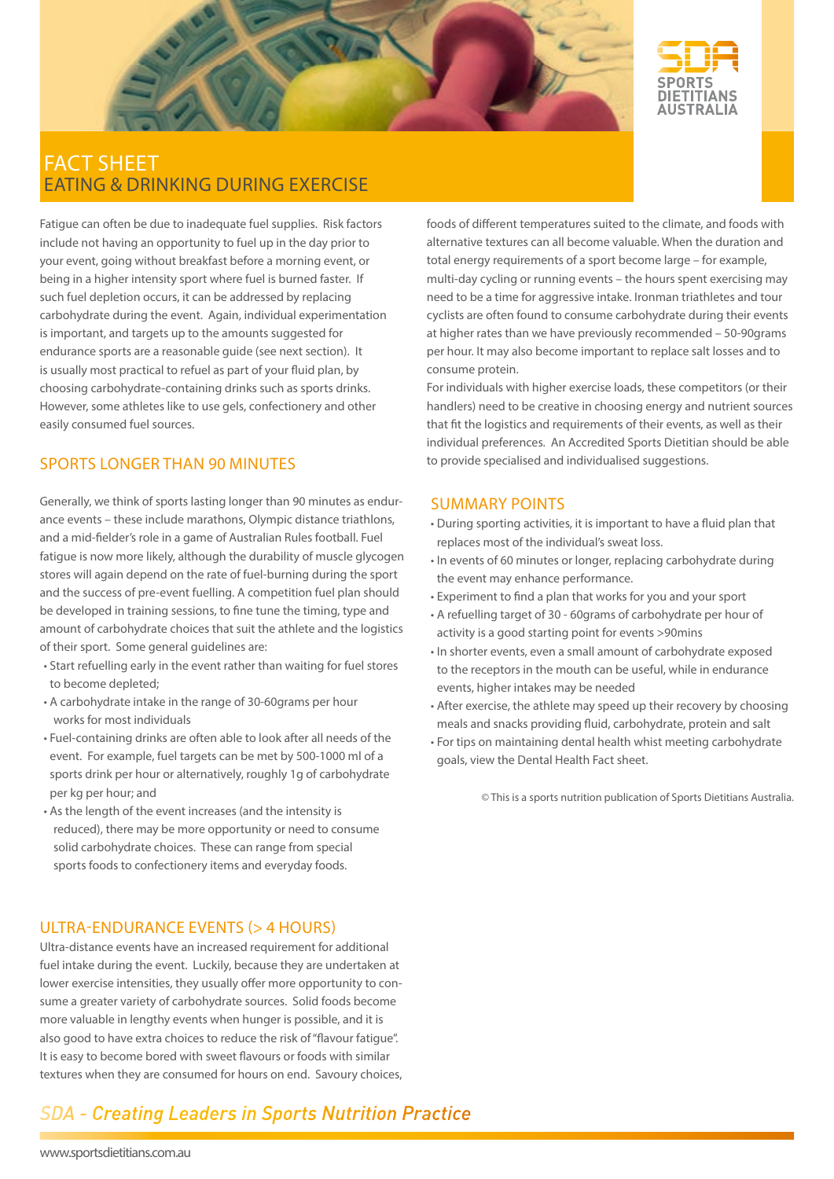# FACT SHEET
## EATING & DRINKING DURING EXERCISE

Fatigue can often be due to inadequate fuel supplies. Risk factors include not having an opportunity to fuel up in the day prior to your event, going without breakfast before a morning event, or being in a higher intensity sport where fuel is burned faster. If such fuel depletion occurs, it can be addressed by replacing carbohydrate during the event. Again, individual experimentation is important, and targets up to the amounts suggested for endurance sports are a reasonable guide (see next section). It is usually most practical to refuel as part of your fluid plan, by choosing carbohydrate-containing drinks such as sports drinks. However, some athletes like to use gels, confectionery and other easily consumed fuel sources.

## SPORTS LONGER THAN 90 MINUTES

Generally, we think of sports lasting longer than 90 minutes as endurance events – these include marathons, Olympic distance triathlons, and a mid-fielder's role in a game of Australian Rules football. Fuel fatigue is now more likely, although the durability of muscle glycogen stores will again depend on the rate of fuel-burning during the sport and the success of pre-event fuelling. A competition fuel plan should be developed in training sessions, to fine tune the timing, type and amount of carbohydrate choices that suit the athlete and the logistics of their sport. Some general guidelines are:

- Start refuelling early in the event rather than waiting for fuel stores to become depleted;
- A carbohydrate intake in the range of 30-60grams per hour works for most individuals
- Fuel-containing drinks are often able to look after all needs of the event. For example, fuel targets can be met by 500-1000 ml of a sports drink per hour or alternatively, roughly 1g of carbohydrate per kg per hour; and
- As the length of the event increases (and the intensity is reduced), there may be more opportunity or need to consume solid carbohydrate choices. These can range from special sports foods to confectionery items and everyday foods.

## ULTRA-ENDURANCE EVENTS (> 4 HOURS)

Ultra-distance events have an increased requirement for additional fuel intake during the event. Luckily, because they are undertaken at lower exercise intensities, they usually offer more opportunity to consume a greater variety of carbohydrate sources. Solid foods become more valuable in lengthy events when hunger is possible, and it is also good to have extra choices to reduce the risk of "flavour fatigue". It is easy to become bored with sweet flavours or foods with similar textures when they are consumed for hours on end. Savoury choices, foods of different temperatures suited to the climate, and foods with alternative textures can all become valuable. When the duration and total energy requirements of a sport become large – for example, multi-day cycling or running events – the hours spent exercising may need to be a time for aggressive intake. Ironman triathletes and tour cyclists are often found to consume carbohydrate during their events at higher rates than we have previously recommended – 50-90grams per hour. It may also become important to replace salt losses and to consume protein.

For individuals with higher exercise loads, these competitors (or their handlers) need to be creative in choosing energy and nutrient sources that fit the logistics and requirements of their events, as well as their individual preferences. An Accredited Sports Dietitian should be able to provide specialised and individualised suggestions.

## SUMMARY POINTS

- During sporting activities, it is important to have a fluid plan that replaces most of the individual's sweat loss.
- In events of 60 minutes or longer, replacing carbohydrate during the event may enhance performance.
- Experiment to find a plan that works for you and your sport
- A refuelling target of 30 - 60grams of carbohydrate per hour of activity is a good starting point for events >90mins
- In shorter events, even a small amount of carbohydrate exposed to the receptors in the mouth can be useful, while in endurance events, higher intakes may be needed
- After exercise, the athlete may speed up their recovery by choosing meals and snacks providing fluid, carbohydrate, protein and salt
- For tips on maintaining dental health whist meeting carbohydrate goals, view the Dental Health Fact sheet.

© This is a sports nutrition publication of Sports Dietitians Australia.

*SDA - Creating Leaders in Sports Nutrition Practice*

www.sportsdietitians.com.au